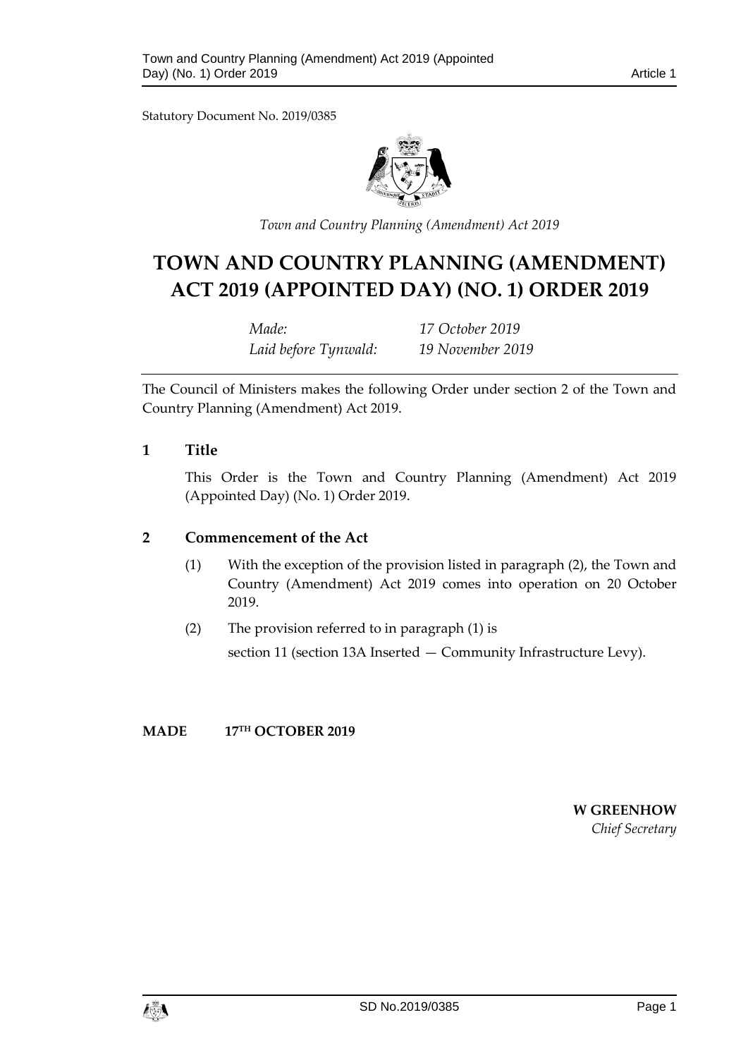Statutory Document No. 2019/0385

*Town and Country Planning (Amendment) Act 2019*

# TOWN AND COUNTRY PLANNING (AMENDMENT) ACT 2019 (APPOINTED DAY) (NO. 1) ORDER 2019

| | |
|---|---|
| *Made:* | *17 October 2019* |
| *Laid before Tynwald:* | *19 November 2019* |

The Council of Ministers makes the following Order under section 2 of the Town and Country Planning (Amendment) Act 2019.

## 1 Title

This Order is the Town and Country Planning (Amendment) Act 2019 (Appointed Day) (No. 1) Order 2019.

## 2 Commencement of the Act

(1) With the exception of the provision listed in paragraph (2), the Town and Country (Amendment) Act 2019 comes into operation on 20 October 2019.

(2) The provision referred to in paragraph (1) is

section 11 (section 13A Inserted — Community Infrastructure Levy).

**MADE 17TH OCTOBER 2019**

**W GREENHOW**
*Chief Secretary*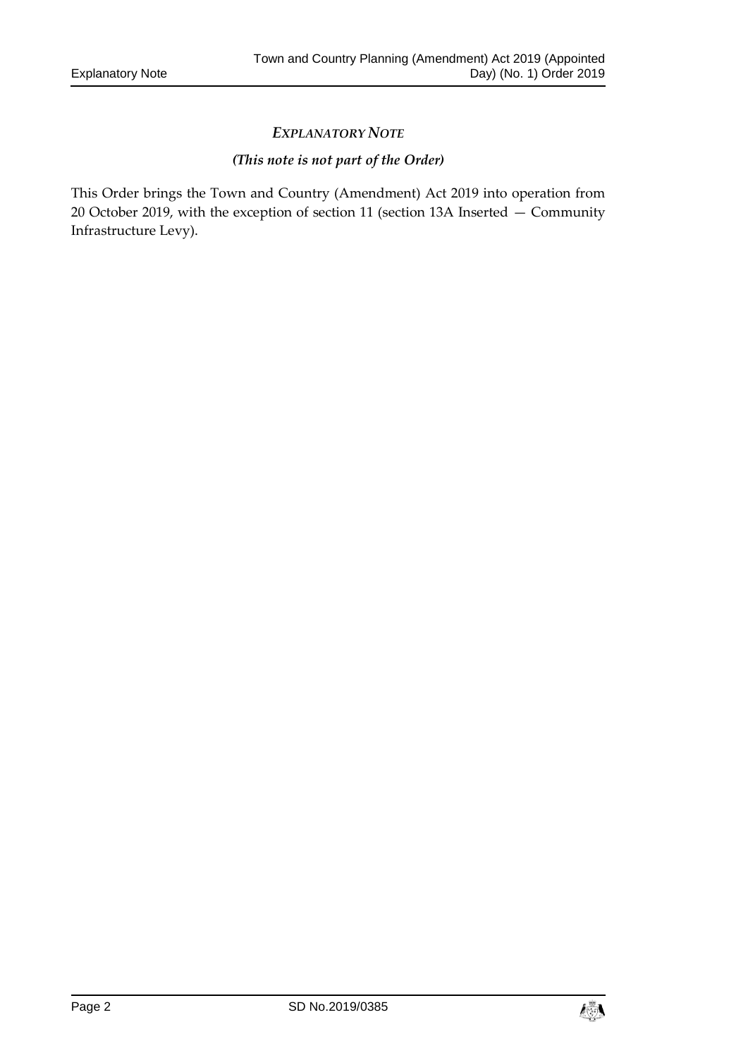## *EXPLANATORY NOTE*

### *(This note is not part of the Order)*

This Order brings the Town and Country (Amendment) Act 2019 into operation from 20 October 2019, with the exception of section 11 (section 13A Inserted — Community Infrastructure Levy).